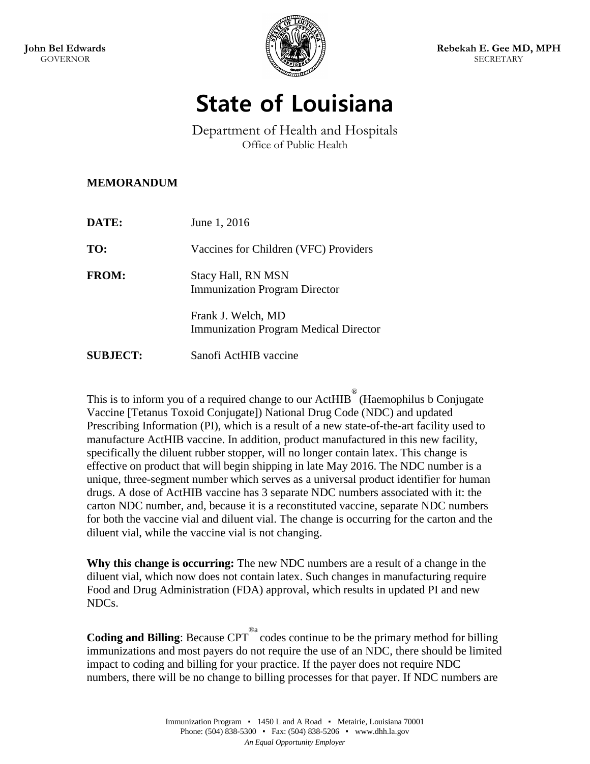John Bel Edwards
GOVERNOR

Rebekah E. Gee MD, MPH
SECRETARY

# State of Louisiana

Department of Health and Hospitals
Office of Public Health

**MEMORANDUM**

**DATE:** June 1, 2016

**TO:** Vaccines for Children (VFC) Providers

**FROM:** Stacy Hall, RN MSN
Immunization Program Director

Frank J. Welch, MD
Immunization Program Medical Director

**SUBJECT:** Sanofi ActHIB vaccine

This is to inform you of a required change to our ActHIB® (Haemophilus b Conjugate Vaccine [Tetanus Toxoid Conjugate]) National Drug Code (NDC) and updated Prescribing Information (PI), which is a result of a new state-of-the-art facility used to manufacture ActHIB vaccine. In addition, product manufactured in this new facility, specifically the diluent rubber stopper, will no longer contain latex. This change is effective on product that will begin shipping in late May 2016. The NDC number is a unique, three-segment number which serves as a universal product identifier for human drugs. A dose of ActHIB vaccine has 3 separate NDC numbers associated with it: the carton NDC number, and, because it is a reconstituted vaccine, separate NDC numbers for both the vaccine vial and diluent vial. The change is occurring for the carton and the diluent vial, while the vaccine vial is not changing.

**Why this change is occurring:** The new NDC numbers are a result of a change in the diluent vial, which now does not contain latex. Such changes in manufacturing require Food and Drug Administration (FDA) approval, which results in updated PI and new NDCs.

**Coding and Billing**: Because CPT®[a] codes continue to be the primary method for billing immunizations and most payers do not require the use of an NDC, there should be limited impact to coding and billing for your practice. If the payer does not require NDC numbers, there will be no change to billing processes for that payer. If NDC numbers are

Immunization Program ▪ 1450 L and A Road ▪ Metairie, Louisiana 70001
Phone: (504) 838-5300 ▪ Fax: (504) 838-5206 ▪ www.dhh.la.gov
*An Equal Opportunity Employer*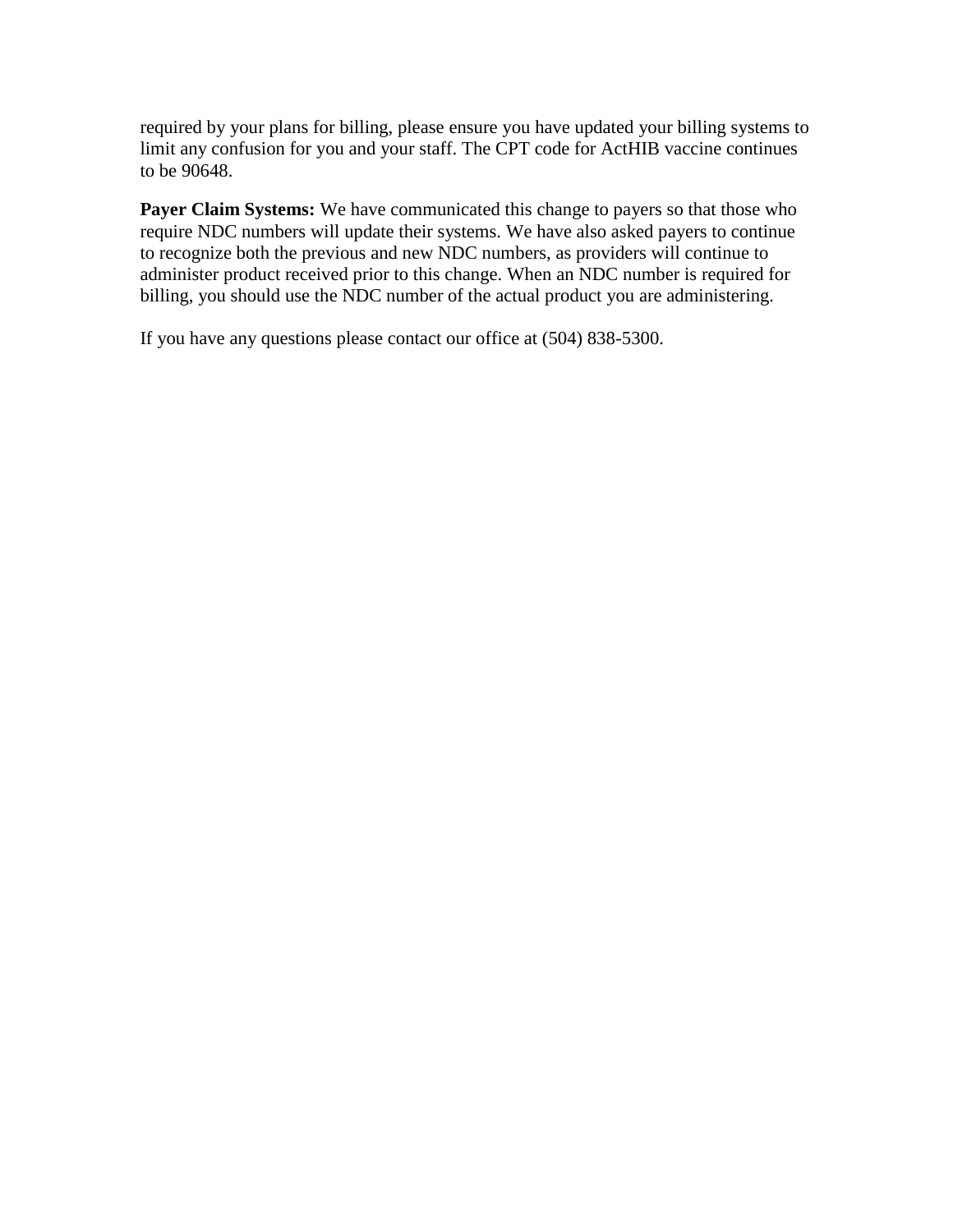required by your plans for billing, please ensure you have updated your billing systems to limit any confusion for you and your staff. The CPT code for ActHIB vaccine continues to be 90648.

**Payer Claim Systems:** We have communicated this change to payers so that those who require NDC numbers will update their systems. We have also asked payers to continue to recognize both the previous and new NDC numbers, as providers will continue to administer product received prior to this change. When an NDC number is required for billing, you should use the NDC number of the actual product you are administering.

If you have any questions please contact our office at (504) 838-5300.